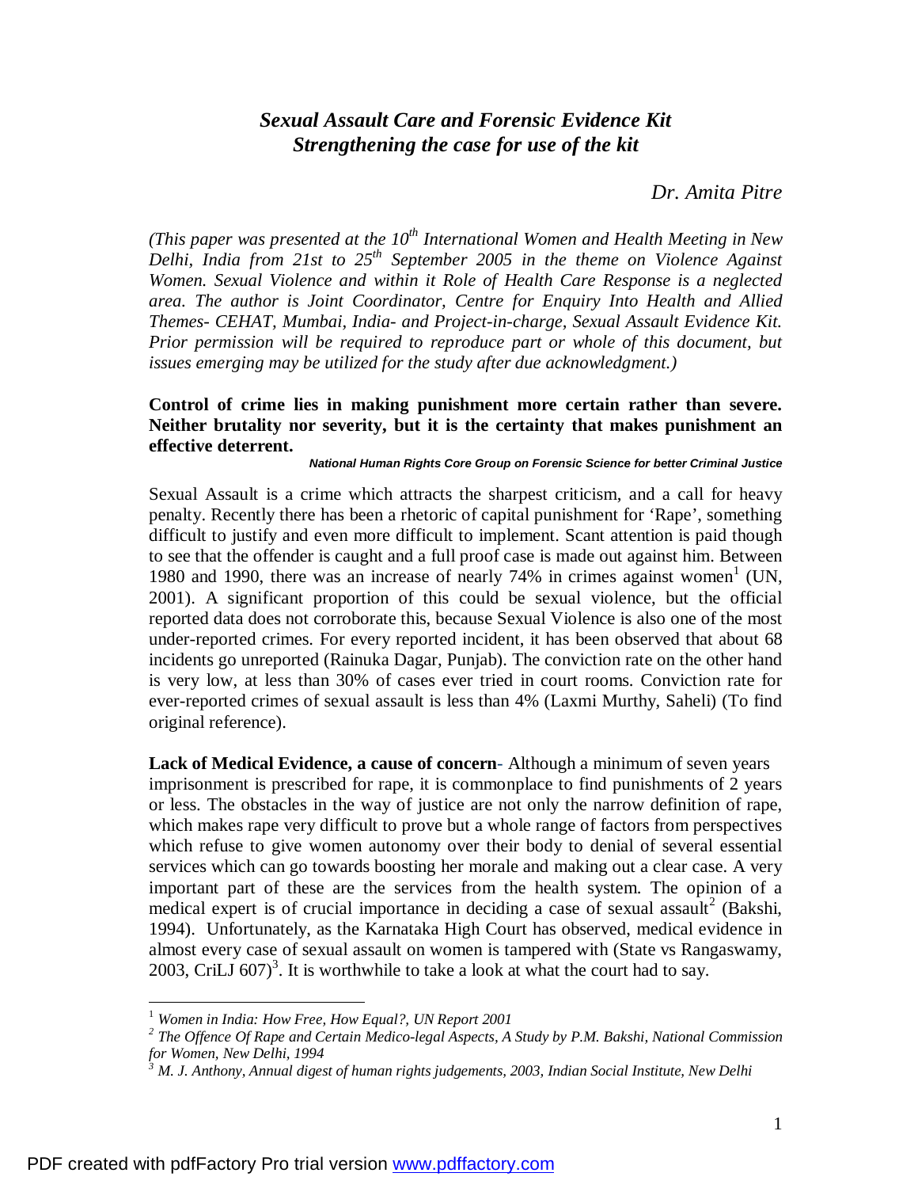# *Sexual Assault Care and Forensic Evidence Kit*
# *Strengthening the case for use of the kit*

*Dr. Amita Pitre*

*(This paper was presented at the 10th International Women and Health Meeting in New Delhi, India from 21st to 25th September 2005 in the theme on Violence Against Women. Sexual Violence and within it Role of Health Care Response is a neglected area. The author is Joint Coordinator, Centre for Enquiry Into Health and Allied Themes- CEHAT, Mumbai, India- and Project-in-charge, Sexual Assault Evidence Kit. Prior permission will be required to reproduce part or whole of this document, but issues emerging may be utilized for the study after due acknowledgment.)*

**Control of crime lies in making punishment more certain rather than severe. Neither brutality nor severity, but it is the certainty that makes punishment an effective deterrent.**

***National Human Rights Core Group on Forensic Science for better Criminal Justice***

Sexual Assault is a crime which attracts the sharpest criticism, and a call for heavy penalty. Recently there has been a rhetoric of capital punishment for 'Rape', something difficult to justify and even more difficult to implement. Scant attention is paid though to see that the offender is caught and a full proof case is made out against him. Between 1980 and 1990, there was an increase of nearly 74% in crimes against women[1] (UN, 2001). A significant proportion of this could be sexual violence, but the official reported data does not corroborate this, because Sexual Violence is also one of the most under-reported crimes. For every reported incident, it has been observed that about 68 incidents go unreported (Rainuka Dagar, Punjab). The conviction rate on the other hand is very low, at less than 30% of cases ever tried in court rooms. Conviction rate for ever-reported crimes of sexual assault is less than 4% (Laxmi Murthy, Saheli) (To find original reference).

**Lack of Medical Evidence, a cause of concern**- Although a minimum of seven years imprisonment is prescribed for rape, it is commonplace to find punishments of 2 years or less. The obstacles in the way of justice are not only the narrow definition of rape, which makes rape very difficult to prove but a whole range of factors from perspectives which refuse to give women autonomy over their body to denial of several essential services which can go towards boosting her morale and making out a clear case. A very important part of these are the services from the health system. The opinion of a medical expert is of crucial importance in deciding a case of sexual assault[2] (Bakshi, 1994). Unfortunately, as the Karnataka High Court has observed, medical evidence in almost every case of sexual assault on women is tampered with (State vs Rangaswamy, 2003, CriLJ 607)[3]. It is worthwhile to take a look at what the court had to say.

---

[1] *Women in India: How Free, How Equal?, UN Report 2001*

[2] *The Offence Of Rape and Certain Medico-legal Aspects, A Study by P.M. Bakshi, National Commission for Women, New Delhi, 1994*

[3] *M. J. Anthony, Annual digest of human rights judgements, 2003, Indian Social Institute, New Delhi*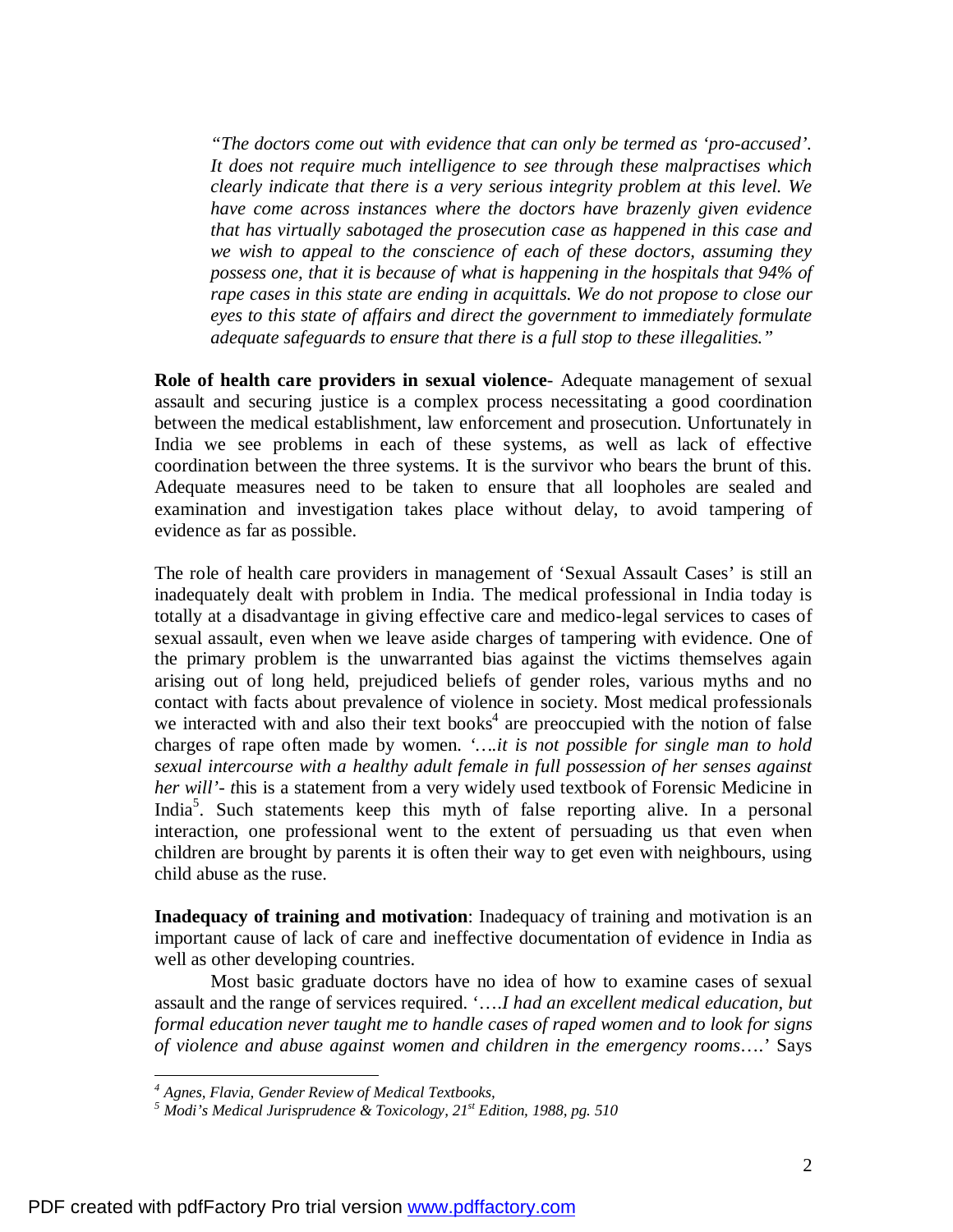*"The doctors come out with evidence that can only be termed as 'pro-accused'. It does not require much intelligence to see through these malpractises which clearly indicate that there is a very serious integrity problem at this level. We have come across instances where the doctors have brazenly given evidence that has virtually sabotaged the prosecution case as happened in this case and we wish to appeal to the conscience of each of these doctors, assuming they possess one, that it is because of what is happening in the hospitals that 94% of rape cases in this state are ending in acquittals. We do not propose to close our eyes to this state of affairs and direct the government to immediately formulate adequate safeguards to ensure that there is a full stop to these illegalities."*

**Role of health care providers in sexual violence**- Adequate management of sexual assault and securing justice is a complex process necessitating a good coordination between the medical establishment, law enforcement and prosecution. Unfortunately in India we see problems in each of these systems, as well as lack of effective coordination between the three systems. It is the survivor who bears the brunt of this. Adequate measures need to be taken to ensure that all loopholes are sealed and examination and investigation takes place without delay, to avoid tampering of evidence as far as possible.

The role of health care providers in management of 'Sexual Assault Cases' is still an inadequately dealt with problem in India. The medical professional in India today is totally at a disadvantage in giving effective care and medico-legal services to cases of sexual assault, even when we leave aside charges of tampering with evidence. One of the primary problem is the unwarranted bias against the victims themselves again arising out of long held, prejudiced beliefs of gender roles, various myths and no contact with facts about prevalence of violence in society. Most medical professionals we interacted with and also their text books[4] are preoccupied with the notion of false charges of rape often made by women. *'….it is not possible for single man to hold sexual intercourse with a healthy adult female in full possession of her senses against her will'- t*his is a statement from a very widely used textbook of Forensic Medicine in India[5]. Such statements keep this myth of false reporting alive. In a personal interaction, one professional went to the extent of persuading us that even when children are brought by parents it is often their way to get even with neighbours, using child abuse as the ruse.

**Inadequacy of training and motivation**: Inadequacy of training and motivation is an important cause of lack of care and ineffective documentation of evidence in India as well as other developing countries.

Most basic graduate doctors have no idea of how to examine cases of sexual assault and the range of services required. '….*I had an excellent medical education, but formal education never taught me to handle cases of raped women and to look for signs of violence and abuse against women and children in the emergency rooms*….' Says

---

[4] *Agnes, Flavia, Gender Review of Medical Textbooks,*

[5] *Modi's Medical Jurisprudence & Toxicology, 21st Edition, 1988, pg. 510*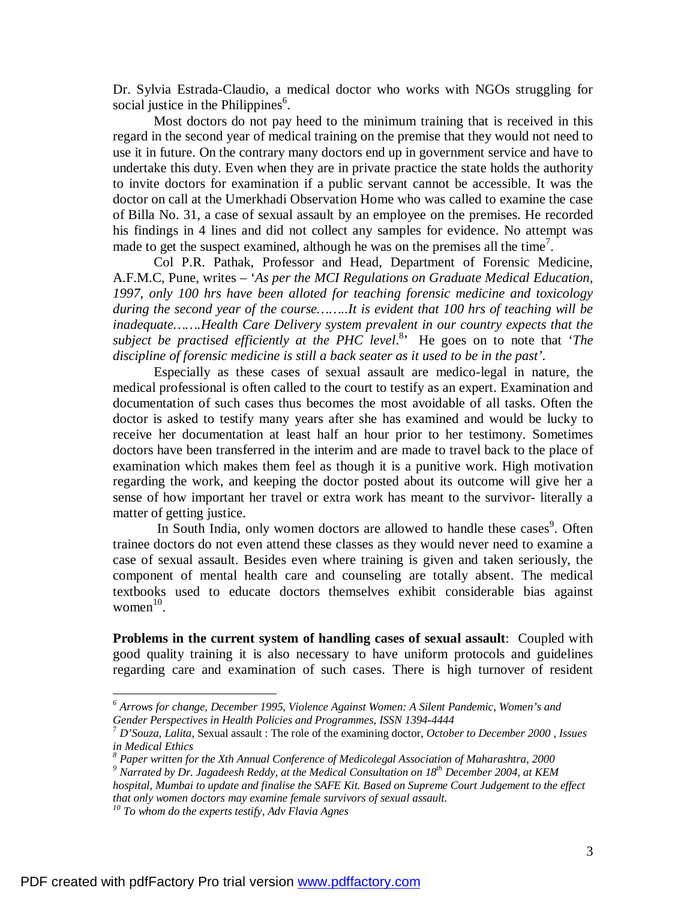Dr. Sylvia Estrada-Claudio, a medical doctor who works with NGOs struggling for social justice in the Philippines[6].

Most doctors do not pay heed to the minimum training that is received in this regard in the second year of medical training on the premise that they would not need to use it in future. On the contrary many doctors end up in government service and have to undertake this duty. Even when they are in private practice the state holds the authority to invite doctors for examination if a public servant cannot be accessible. It was the doctor on call at the Umerkhadi Observation Home who was called to examine the case of Billa No. 31, a case of sexual assault by an employee on the premises. He recorded his findings in 4 lines and did not collect any samples for evidence. No attempt was made to get the suspect examined, although he was on the premises all the time[7].

Col P.R. Pathak, Professor and Head, Department of Forensic Medicine, A.F.M.C, Pune, writes – '*As per the MCI Regulations on Graduate Medical Education, 1997, only 100 hrs have been alloted for teaching forensic medicine and toxicology during the second year of the course……..It is evident that 100 hrs of teaching will be inadequate…….Health Care Delivery system prevalent in our country expects that the subject be practised efficiently at the PHC level*.[8]' He goes on to note that '*The discipline of forensic medicine is still a back seater as it used to be in the past*'.

Especially as these cases of sexual assault are medico-legal in nature, the medical professional is often called to the court to testify as an expert. Examination and documentation of such cases thus becomes the most avoidable of all tasks. Often the doctor is asked to testify many years after she has examined and would be lucky to receive her documentation at least half an hour prior to her testimony. Sometimes doctors have been transferred in the interim and are made to travel back to the place of examination which makes them feel as though it is a punitive work. High motivation regarding the work, and keeping the doctor posted about its outcome will give her a sense of how important her travel or extra work has meant to the survivor- literally a matter of getting justice.

In South India, only women doctors are allowed to handle these cases[9]. Often trainee doctors do not even attend these classes as they would never need to examine a case of sexual assault. Besides even where training is given and taken seriously, the component of mental health care and counseling are totally absent. The medical textbooks used to educate doctors themselves exhibit considerable bias against women[10].

**Problems in the current system of handling cases of sexual assault**: Coupled with good quality training it is also necessary to have uniform protocols and guidelines regarding care and examination of such cases. There is high turnover of resident

---

[6] *Arrows for change, December 1995, Violence Against Women: A Silent Pandemic, Women's and Gender Perspectives in Health Policies and Programmes, ISSN 1394-4444*

[7] *D'Souza, Lalita,* Sexual assault : The role of the examining doctor, *October to December 2000 , Issues in Medical Ethics*

[8] *Paper written for the Xth Annual Conference of Medicolegal Association of Maharashtra, 2000*

[9] *Narrated by Dr. Jagadeesh Reddy, at the Medical Consultation on 18th December 2004, at KEM hospital, Mumbai to update and finalise the SAFE Kit. Based on Supreme Court Judgement to the effect that only women doctors may examine female survivors of sexual assault.*

[10] *To whom do the experts testify, Adv Flavia Agnes*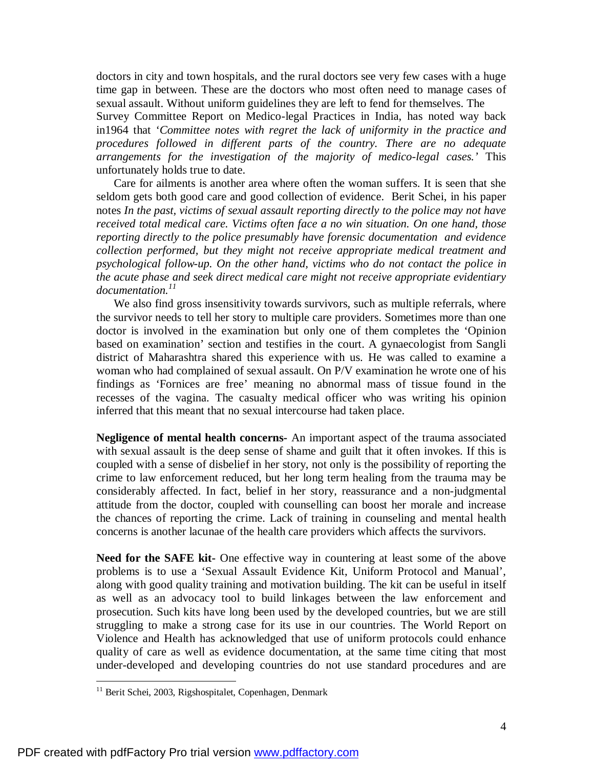doctors in city and town hospitals, and the rural doctors see very few cases with a huge time gap in between. These are the doctors who most often need to manage cases of sexual assault. Without uniform guidelines they are left to fend for themselves. The Survey Committee Report on Medico-legal Practices in India, has noted way back in1964 that '*Committee notes with regret the lack of uniformity in the practice and procedures followed in different parts of the country. There are no adequate arrangements for the investigation of the majority of medico-legal cases.*' This unfortunately holds true to date.

Care for ailments is another area where often the woman suffers. It is seen that she seldom gets both good care and good collection of evidence. Berit Schei, in his paper notes *In the past, victims of sexual assault reporting directly to the police may not have received total medical care. Victims often face a no win situation. On one hand, those reporting directly to the police presumably have forensic documentation and evidence collection performed, but they might not receive appropriate medical treatment and psychological follow-up. On the other hand, victims who do not contact the police in the acute phase and seek direct medical care might not receive appropriate evidentiary documentation.*[11]

We also find gross insensitivity towards survivors, such as multiple referrals, where the survivor needs to tell her story to multiple care providers. Sometimes more than one doctor is involved in the examination but only one of them completes the 'Opinion based on examination' section and testifies in the court. A gynaecologist from Sangli district of Maharashtra shared this experience with us. He was called to examine a woman who had complained of sexual assault. On P/V examination he wrote one of his findings as 'Fornices are free' meaning no abnormal mass of tissue found in the recesses of the vagina. The casualty medical officer who was writing his opinion inferred that this meant that no sexual intercourse had taken place.

**Negligence of mental health concerns-** An important aspect of the trauma associated with sexual assault is the deep sense of shame and guilt that it often invokes. If this is coupled with a sense of disbelief in her story, not only is the possibility of reporting the crime to law enforcement reduced, but her long term healing from the trauma may be considerably affected. In fact, belief in her story, reassurance and a non-judgmental attitude from the doctor, coupled with counselling can boost her morale and increase the chances of reporting the crime. Lack of training in counseling and mental health concerns is another lacunae of the health care providers which affects the survivors.

**Need for the SAFE kit-** One effective way in countering at least some of the above problems is to use a 'Sexual Assault Evidence Kit, Uniform Protocol and Manual', along with good quality training and motivation building. The kit can be useful in itself as well as an advocacy tool to build linkages between the law enforcement and prosecution. Such kits have long been used by the developed countries, but we are still struggling to make a strong case for its use in our countries. The World Report on Violence and Health has acknowledged that use of uniform protocols could enhance quality of care as well as evidence documentation, at the same time citing that most under-developed and developing countries do not use standard procedures and are

[11] Berit Schei, 2003, Rigshospitalet, Copenhagen, Denmark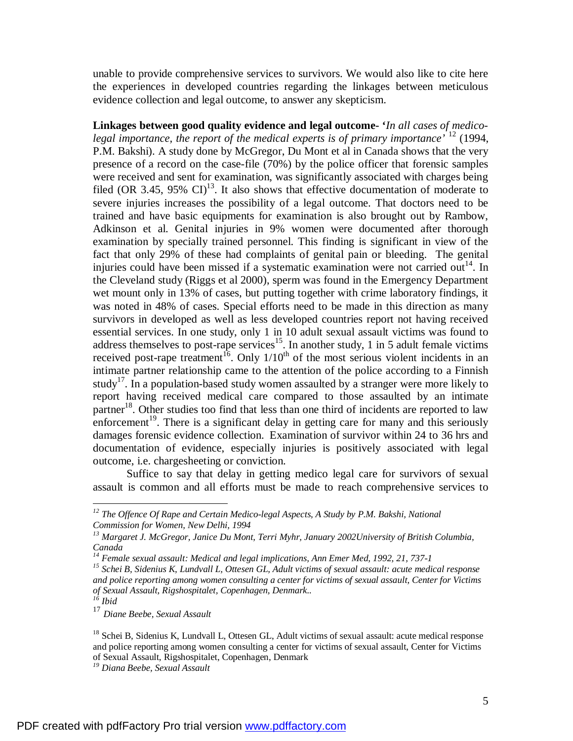unable to provide comprehensive services to survivors. We would also like to cite here the experiences in developed countries regarding the linkages between meticulous evidence collection and legal outcome, to answer any skepticism.

**Linkages between good quality evidence and legal outcome-** '*In all cases of medico-legal importance, the report of the medical experts is of primary importance'* [12] (1994, P.M. Bakshi). A study done by McGregor, Du Mont et al in Canada shows that the very presence of a record on the case-file (70%) by the police officer that forensic samples were received and sent for examination, was significantly associated with charges being filed (OR 3.45, 95% CI)[13]. It also shows that effective documentation of moderate to severe injuries increases the possibility of a legal outcome. That doctors need to be trained and have basic equipments for examination is also brought out by Rambow, Adkinson et al. Genital injuries in 9% women were documented after thorough examination by specially trained personnel. This finding is significant in view of the fact that only 29% of these had complaints of genital pain or bleeding. The genital injuries could have been missed if a systematic examination were not carried out[14]. In the Cleveland study (Riggs et al 2000), sperm was found in the Emergency Department wet mount only in 13% of cases, but putting together with crime laboratory findings, it was noted in 48% of cases. Special efforts need to be made in this direction as many survivors in developed as well as less developed countries report not having received essential services. In one study, only 1 in 10 adult sexual assault victims was found to address themselves to post-rape services[15]. In another study, 1 in 5 adult female victims received post-rape treatment[16]. Only 1/10th of the most serious violent incidents in an intimate partner relationship came to the attention of the police according to a Finnish study[17]. In a population-based study women assaulted by a stranger were more likely to report having received medical care compared to those assaulted by an intimate partner[18]. Other studies too find that less than one third of incidents are reported to law enforcement[19]. There is a significant delay in getting care for many and this seriously damages forensic evidence collection. Examination of survivor within 24 to 36 hrs and documentation of evidence, especially injuries is positively associated with legal outcome, i.e. chargesheeting or conviction.

Suffice to say that delay in getting medico legal care for survivors of sexual assault is common and all efforts must be made to reach comprehensive services to

---

[12] *The Offence Of Rape and Certain Medico-legal Aspects, A Study by P.M. Bakshi, National Commission for Women, New Delhi, 1994*

[13] *Margaret J. McGregor, Janice Du Mont, Terri Myhr, January 2002University of British Columbia, Canada*

[14] *Female sexual assault: Medical and legal implications, Ann Emer Med, 1992, 21, 737-1*

[15] *Schei B, Sidenius K, Lundvall L, Ottesen GL, Adult victims of sexual assault: acute medical response and police reporting among women consulting a center for victims of sexual assault, Center for Victims of Sexual Assault, Rigshospitalet, Copenhagen, Denmark..*

[16] *Ibid*

[17] *Diane Beebe, Sexual Assault*

[18] Schei B, Sidenius K, Lundvall L, Ottesen GL, Adult victims of sexual assault: acute medical response and police reporting among women consulting a center for victims of sexual assault, Center for Victims of Sexual Assault, Rigshospitalet, Copenhagen, Denmark

[19] *Diana Beebe, Sexual Assault*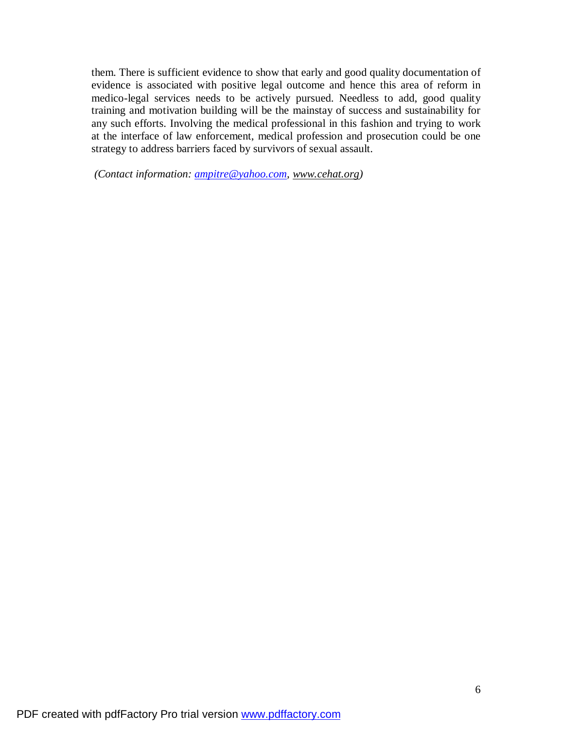them. There is sufficient evidence to show that early and good quality documentation of evidence is associated with positive legal outcome and hence this area of reform in medico-legal services needs to be actively pursued. Needless to add, good quality training and motivation building will be the mainstay of success and sustainability for any such efforts. Involving the medical professional in this fashion and trying to work at the interface of law enforcement, medical profession and prosecution could be one strategy to address barriers faced by survivors of sexual assault.

*(Contact information: ampitre@yahoo.com, www.cehat.org)*